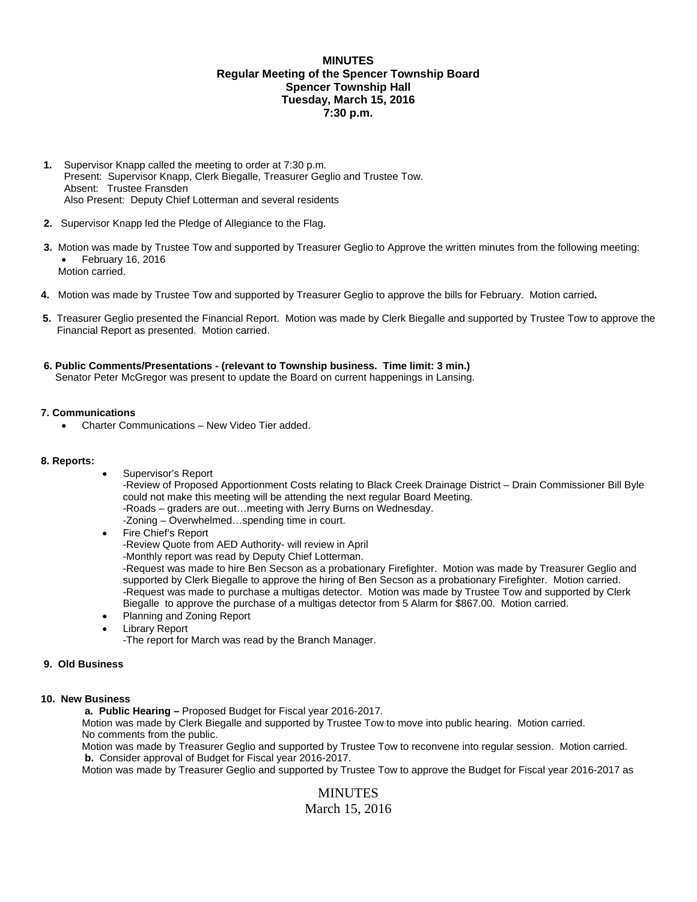**MINUTES**
**Regular Meeting of the Spencer Township Board**
**Spencer Township Hall**
**Tuesday, March 15, 2016**
**7:30 p.m.**

1. Supervisor Knapp called the meeting to order at 7:30 p.m.
   Present: Supervisor Knapp, Clerk Biegalle, Treasurer Geglio and Trustee Tow.
   Absent: Trustee Fransden
   Also Present: Deputy Chief Lotterman and several residents

2. Supervisor Knapp led the Pledge of Allegiance to the Flag.

3. Motion was made by Trustee Tow and supported by Treasurer Geglio to Approve the written minutes from the following meeting:
   - February 16, 2016

   Motion carried.

4. Motion was made by Trustee Tow and supported by Treasurer Geglio to approve the bills for February. Motion carried**.**

5. Treasurer Geglio presented the Financial Report. Motion was made by Clerk Biegalle and supported by Trustee Tow to approve the Financial Report as presented. Motion carried.

**6. Public Comments/Presentations - (relevant to Township business. Time limit: 3 min.)**
Senator Peter McGregor was present to update the Board on current happenings in Lansing.

**7. Communications**

- Charter Communications – New Video Tier added.

**8. Reports:**

- Supervisor's Report
  -Review of Proposed Apportionment Costs relating to Black Creek Drainage District – Drain Commissioner Bill Byle could not make this meeting will be attending the next regular Board Meeting.
  -Roads – graders are out…meeting with Jerry Burns on Wednesday.
  -Zoning – Overwhelmed…spending time in court.
- Fire Chief's Report
  -Review Quote from AED Authority- will review in April
  -Monthly report was read by Deputy Chief Lotterman.
  -Request was made to hire Ben Secson as a probationary Firefighter. Motion was made by Treasurer Geglio and supported by Clerk Biegalle to approve the hiring of Ben Secson as a probationary Firefighter. Motion carried.
  -Request was made to purchase a multigas detector. Motion was made by Trustee Tow and supported by Clerk Biegalle to approve the purchase of a multigas detector from 5 Alarm for $867.00. Motion carried.
- Planning and Zoning Report
- Library Report
  -The report for March was read by the Branch Manager.

**9. Old Business**

**10. New Business**

**a. Public Hearing –** Proposed Budget for Fiscal year 2016-2017.
Motion was made by Clerk Biegalle and supported by Trustee Tow to move into public hearing. Motion carried.
No comments from the public.
Motion was made by Treasurer Geglio and supported by Trustee Tow to reconvene into regular session. Motion carried.
**b.** Consider approval of Budget for Fiscal year 2016-2017.
Motion was made by Treasurer Geglio and supported by Trustee Tow to approve the Budget for Fiscal year 2016-2017 as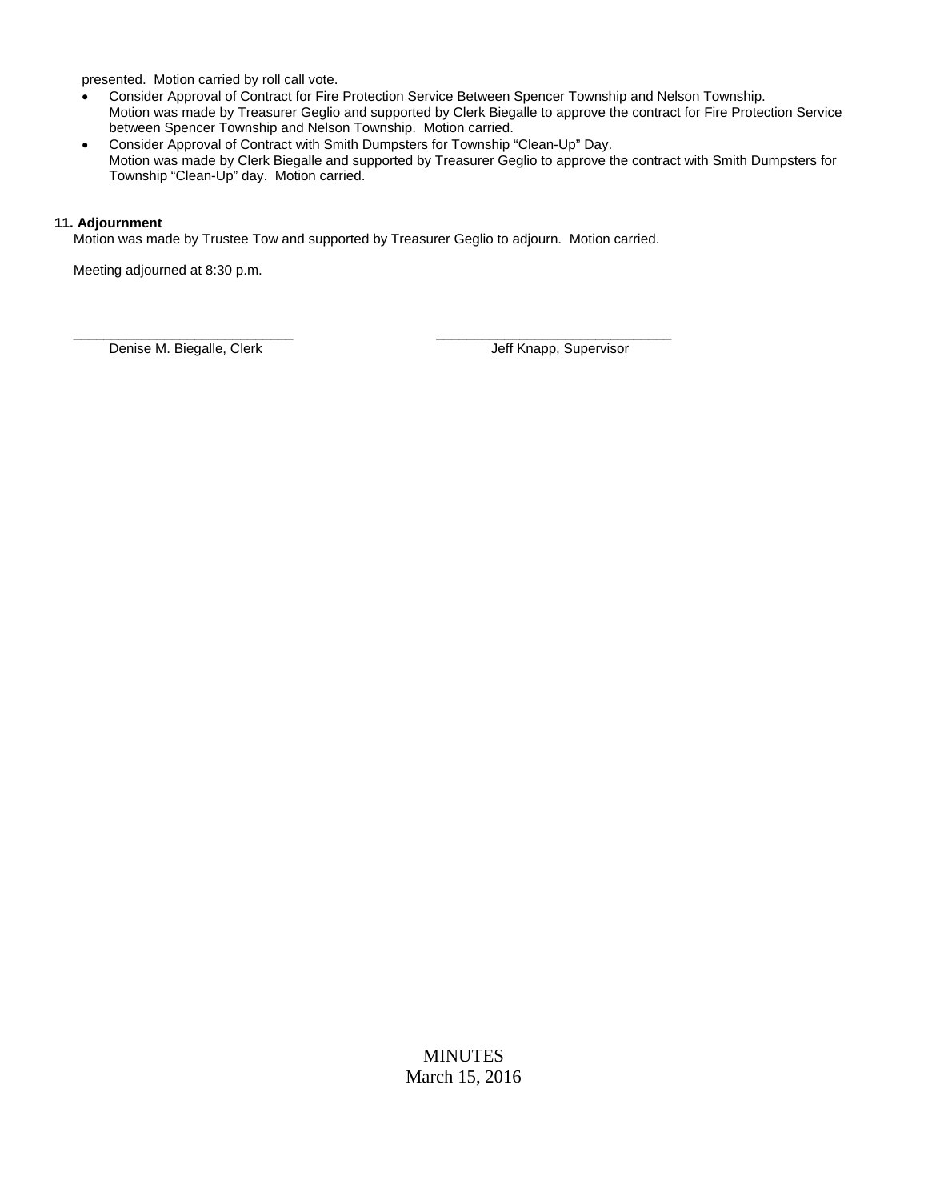presented. Motion carried by roll call vote.

- Consider Approval of Contract for Fire Protection Service Between Spencer Township and Nelson Township.
  Motion was made by Treasurer Geglio and supported by Clerk Biegalle to approve the contract for Fire Protection Service between Spencer Township and Nelson Township. Motion carried.
- Consider Approval of Contract with Smith Dumpsters for Township "Clean-Up" Day.
  Motion was made by Clerk Biegalle and supported by Treasurer Geglio to approve the contract with Smith Dumpsters for Township "Clean-Up" day. Motion carried.

**11. Adjournment**

Motion was made by Trustee Tow and supported by Treasurer Geglio to adjourn. Motion carried.

Meeting adjourned at 8:30 p.m.

_____________________________ Denise M. Biegalle, Clerk

_______________________________ Jeff Knapp, Supervisor

MINUTES
March 15, 2016